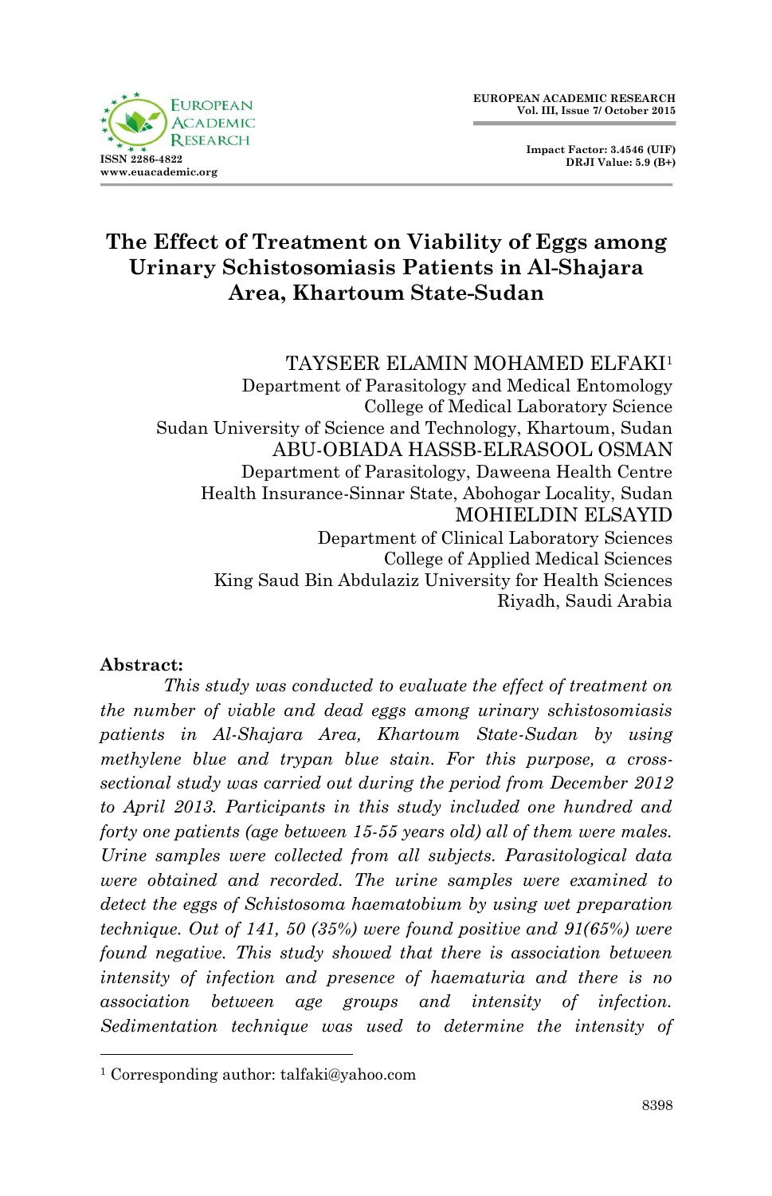# The Effect of Treatment on Viability of Eggs among Urinary Schistosomiasis Patients in Al-Shajara Area, Khartoum State-Sudan

TAYSEER ELAMIN MOHAMED ELFAKI[1]
Department of Parasitology and Medical Entomology
College of Medical Laboratory Science
Sudan University of Science and Technology, Khartoum, Sudan

ABU-OBIADA HASSB-ELRASOOL OSMAN
Department of Parasitology, Daweena Health Centre
Health Insurance-Sinnar State, Abohogar Locality, Sudan

MOHIELDIN ELSAYID
Department of Clinical Laboratory Sciences
College of Applied Medical Sciences
King Saud Bin Abdulaziz University for Health Sciences
Riyadh, Saudi Arabia

**Abstract:**

*This study was conducted to evaluate the effect of treatment on the number of viable and dead eggs among urinary schistosomiasis patients in Al-Shajara Area, Khartoum State-Sudan by using methylene blue and trypan blue stain. For this purpose, a cross-sectional study was carried out during the period from December 2012 to April 2013. Participants in this study included one hundred and forty one patients (age between 15-55 years old) all of them were males. Urine samples were collected from all subjects. Parasitological data were obtained and recorded. The urine samples were examined to detect the eggs of Schistosoma haematobium by using wet preparation technique. Out of 141, 50 (35%) were found positive and 91(65%) were found negative. This study showed that there is association between intensity of infection and presence of haematuria and there is no association between age groups and intensity of infection. Sedimentation technique was used to determine the intensity of*

[1] Corresponding author: talfaki@yahoo.com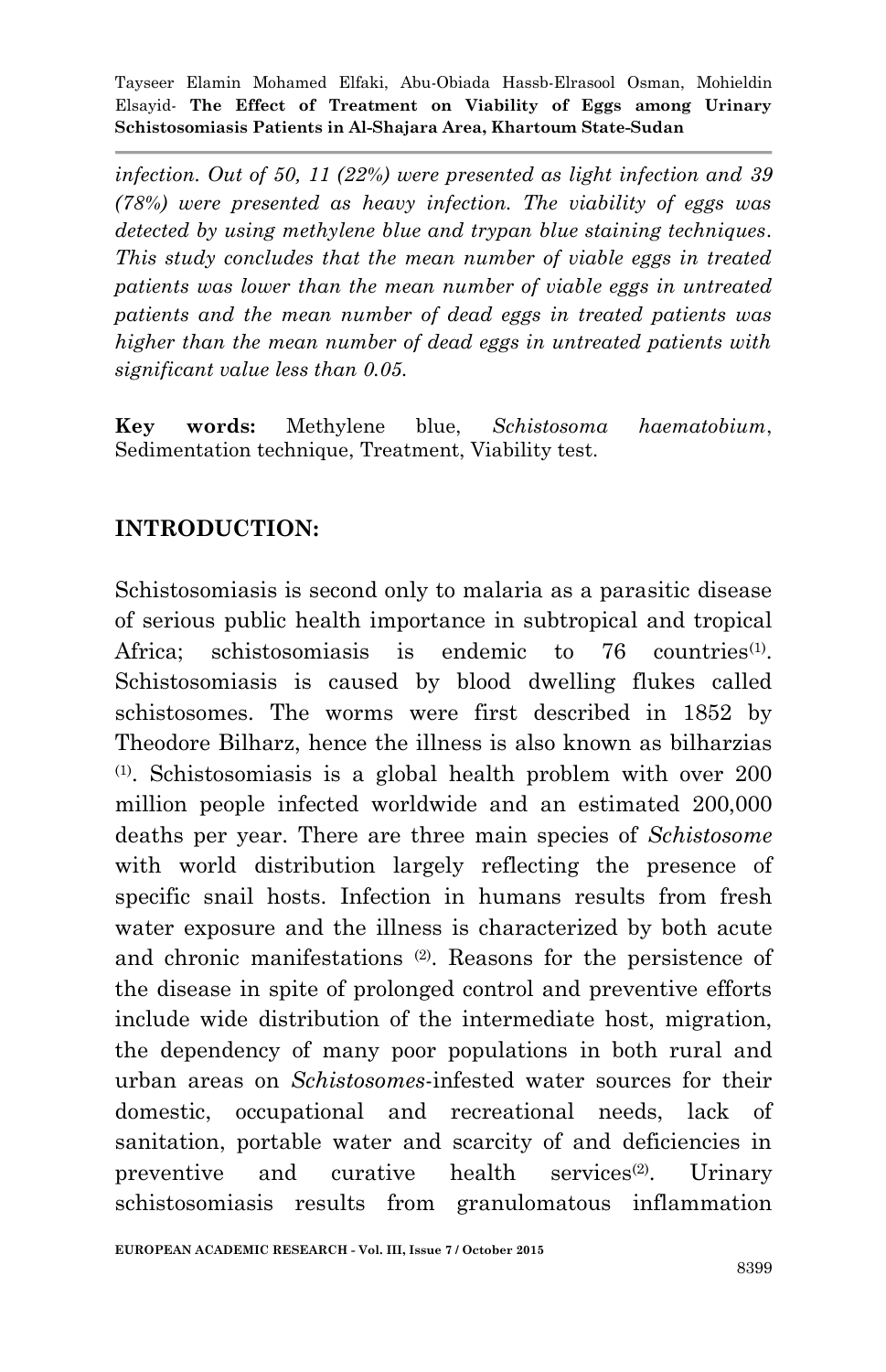*infection. Out of 50, 11 (22%) were presented as light infection and 39 (78%) were presented as heavy infection. The viability of eggs was detected by using methylene blue and trypan blue staining techniques. This study concludes that the mean number of viable eggs in treated patients was lower than the mean number of viable eggs in untreated patients and the mean number of dead eggs in treated patients was higher than the mean number of dead eggs in untreated patients with significant value less than 0.05.*

**Key words:** Methylene blue, *Schistosoma haematobium*, Sedimentation technique, Treatment, Viability test.

## INTRODUCTION:

Schistosomiasis is second only to malaria as a parasitic disease of serious public health importance in subtropical and tropical Africa; schistosomiasis is endemic to 76 countries[(1)]. Schistosomiasis is caused by blood dwelling flukes called schistosomes. The worms were first described in 1852 by Theodore Bilharz, hence the illness is also known as bilharzias [(1)]. Schistosomiasis is a global health problem with over 200 million people infected worldwide and an estimated 200,000 deaths per year. There are three main species of *Schistosome* with world distribution largely reflecting the presence of specific snail hosts. Infection in humans results from fresh water exposure and the illness is characterized by both acute and chronic manifestations [(2)]. Reasons for the persistence of the disease in spite of prolonged control and preventive efforts include wide distribution of the intermediate host, migration, the dependency of many poor populations in both rural and urban areas on *Schistosomes*-infested water sources for their domestic, occupational and recreational needs, lack of sanitation, portable water and scarcity of and deficiencies in preventive and curative health services[(2)]. Urinary schistosomiasis results from granulomatous inflammation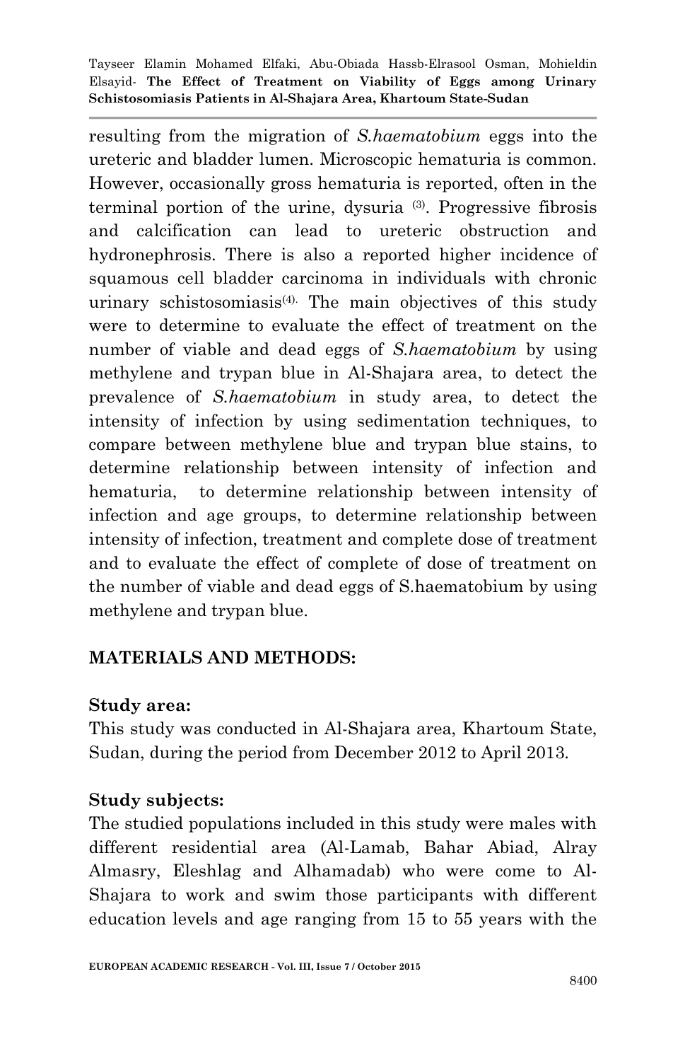resulting from the migration of *S.haematobium* eggs into the ureteric and bladder lumen. Microscopic hematuria is common. However, occasionally gross hematuria is reported, often in the terminal portion of the urine, dysuria [3]. Progressive fibrosis and calcification can lead to ureteric obstruction and hydronephrosis. There is also a reported higher incidence of squamous cell bladder carcinoma in individuals with chronic urinary schistosomiasis[4]. The main objectives of this study were to determine to evaluate the effect of treatment on the number of viable and dead eggs of *S.haematobium* by using methylene and trypan blue in Al-Shajara area, to detect the prevalence of *S.haematobium* in study area, to detect the intensity of infection by using sedimentation techniques, to compare between methylene blue and trypan blue stains, to determine relationship between intensity of infection and hematuria, to determine relationship between intensity of infection and age groups, to determine relationship between intensity of infection, treatment and complete dose of treatment and to evaluate the effect of complete of dose of treatment on the number of viable and dead eggs of S.haematobium by using methylene and trypan blue.

## MATERIALS AND METHODS:

### Study area:

This study was conducted in Al-Shajara area, Khartoum State, Sudan, during the period from December 2012 to April 2013.

### Study subjects:

The studied populations included in this study were males with different residential area (Al-Lamab, Bahar Abiad, Alray Almasry, Eleshlag and Alhamadab) who were come to Al-Shajara to work and swim those participants with different education levels and age ranging from 15 to 55 years with the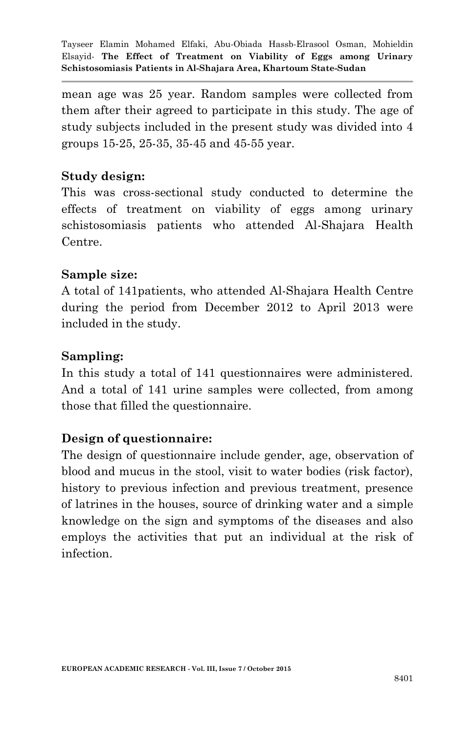mean age was 25 year. Random samples were collected from them after their agreed to participate in this study. The age of study subjects included in the present study was divided into 4 groups 15-25, 25-35, 35-45 and 45-55 year.

**Study design:**

This was cross-sectional study conducted to determine the effects of treatment on viability of eggs among urinary schistosomiasis patients who attended Al-Shajara Health Centre.

**Sample size:**

A total of 141patients, who attended Al-Shajara Health Centre during the period from December 2012 to April 2013 were included in the study.

**Sampling:**

In this study a total of 141 questionnaires were administered. And a total of 141 urine samples were collected, from among those that filled the questionnaire.

**Design of questionnaire:**

The design of questionnaire include gender, age, observation of blood and mucus in the stool, visit to water bodies (risk factor), history to previous infection and previous treatment, presence of latrines in the houses, source of drinking water and a simple knowledge on the sign and symptoms of the diseases and also employs the activities that put an individual at the risk of infection.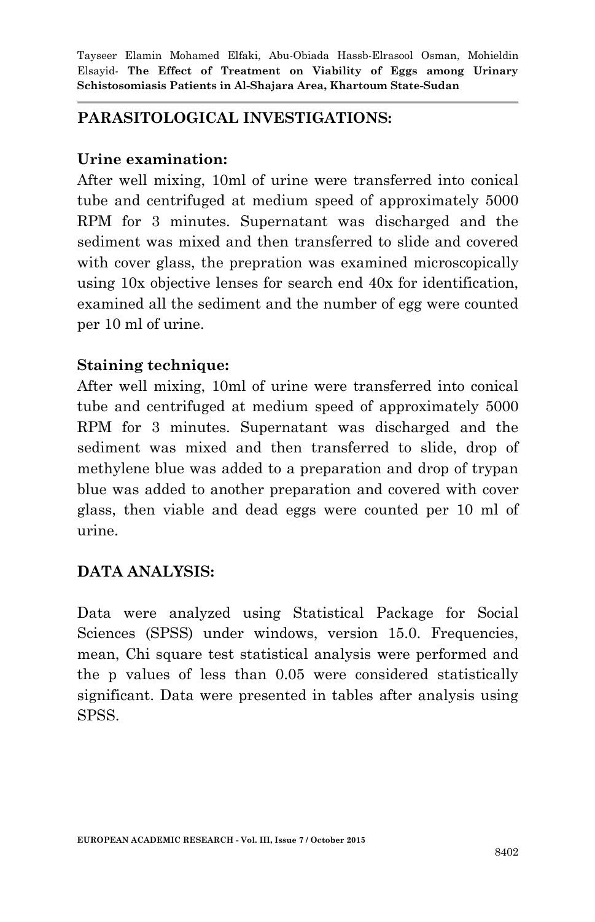## PARASITOLOGICAL INVESTIGATIONS:

### Urine examination:

After well mixing, 10ml of urine were transferred into conical tube and centrifuged at medium speed of approximately 5000 RPM for 3 minutes. Supernatant was discharged and the sediment was mixed and then transferred to slide and covered with cover glass, the prepration was examined microscopically using 10x objective lenses for search end 40x for identification, examined all the sediment and the number of egg were counted per 10 ml of urine.

### Staining technique:

After well mixing, 10ml of urine were transferred into conical tube and centrifuged at medium speed of approximately 5000 RPM for 3 minutes. Supernatant was discharged and the sediment was mixed and then transferred to slide, drop of methylene blue was added to a preparation and drop of trypan blue was added to another preparation and covered with cover glass, then viable and dead eggs were counted per 10 ml of urine.

## DATA ANALYSIS:

Data were analyzed using Statistical Package for Social Sciences (SPSS) under windows, version 15.0. Frequencies, mean, Chi square test statistical analysis were performed and the p values of less than 0.05 were considered statistically significant. Data were presented in tables after analysis using SPSS.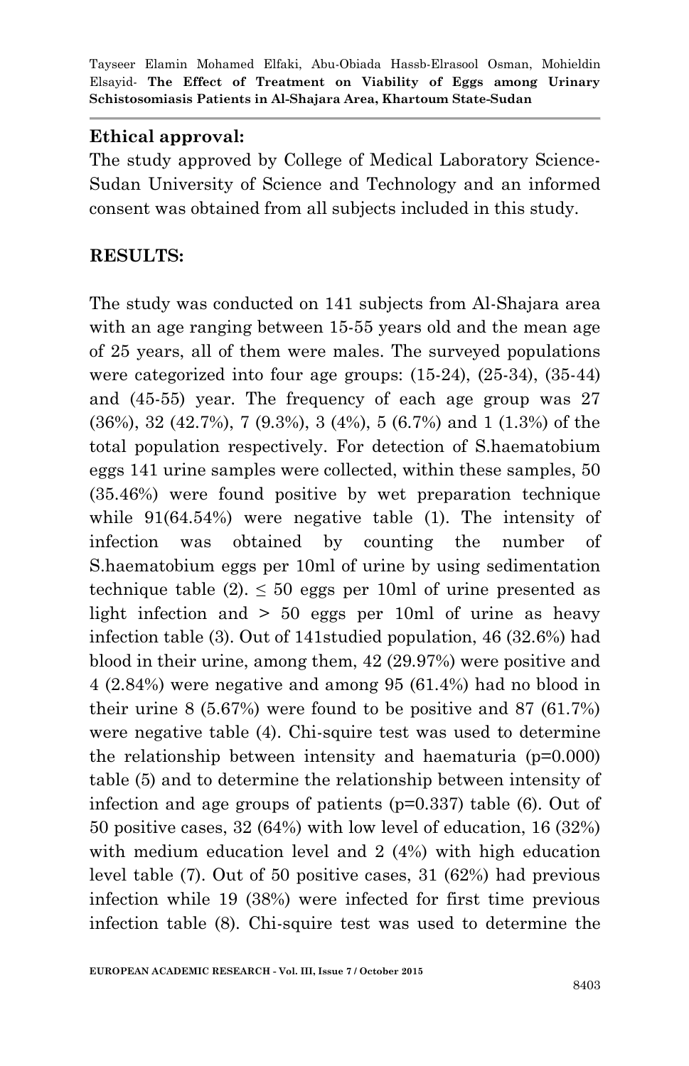**Ethical approval:**

The study approved by College of Medical Laboratory Science-Sudan University of Science and Technology and an informed consent was obtained from all subjects included in this study.

**RESULTS:**

The study was conducted on 141 subjects from Al-Shajara area with an age ranging between 15-55 years old and the mean age of 25 years, all of them were males. The surveyed populations were categorized into four age groups: (15-24), (25-34), (35-44) and (45-55) year. The frequency of each age group was 27 (36%), 32 (42.7%), 7 (9.3%), 3 (4%), 5 (6.7%) and 1 (1.3%) of the total population respectively. For detection of S.haematobium eggs 141 urine samples were collected, within these samples, 50 (35.46%) were found positive by wet preparation technique while 91(64.54%) were negative table (1). The intensity of infection was obtained by counting the number of S.haematobium eggs per 10ml of urine by using sedimentation technique table (2). ≤ 50 eggs per 10ml of urine presented as light infection and > 50 eggs per 10ml of urine as heavy infection table (3). Out of 141studied population, 46 (32.6%) had blood in their urine, among them, 42 (29.97%) were positive and 4 (2.84%) were negative and among 95 (61.4%) had no blood in their urine 8 (5.67%) were found to be positive and 87 (61.7%) were negative table (4). Chi-squire test was used to determine the relationship between intensity and haematuria (p=0.000) table (5) and to determine the relationship between intensity of infection and age groups of patients (p=0.337) table (6). Out of 50 positive cases, 32 (64%) with low level of education, 16 (32%) with medium education level and 2 (4%) with high education level table (7). Out of 50 positive cases, 31 (62%) had previous infection while 19 (38%) were infected for first time previous infection table (8). Chi-squire test was used to determine the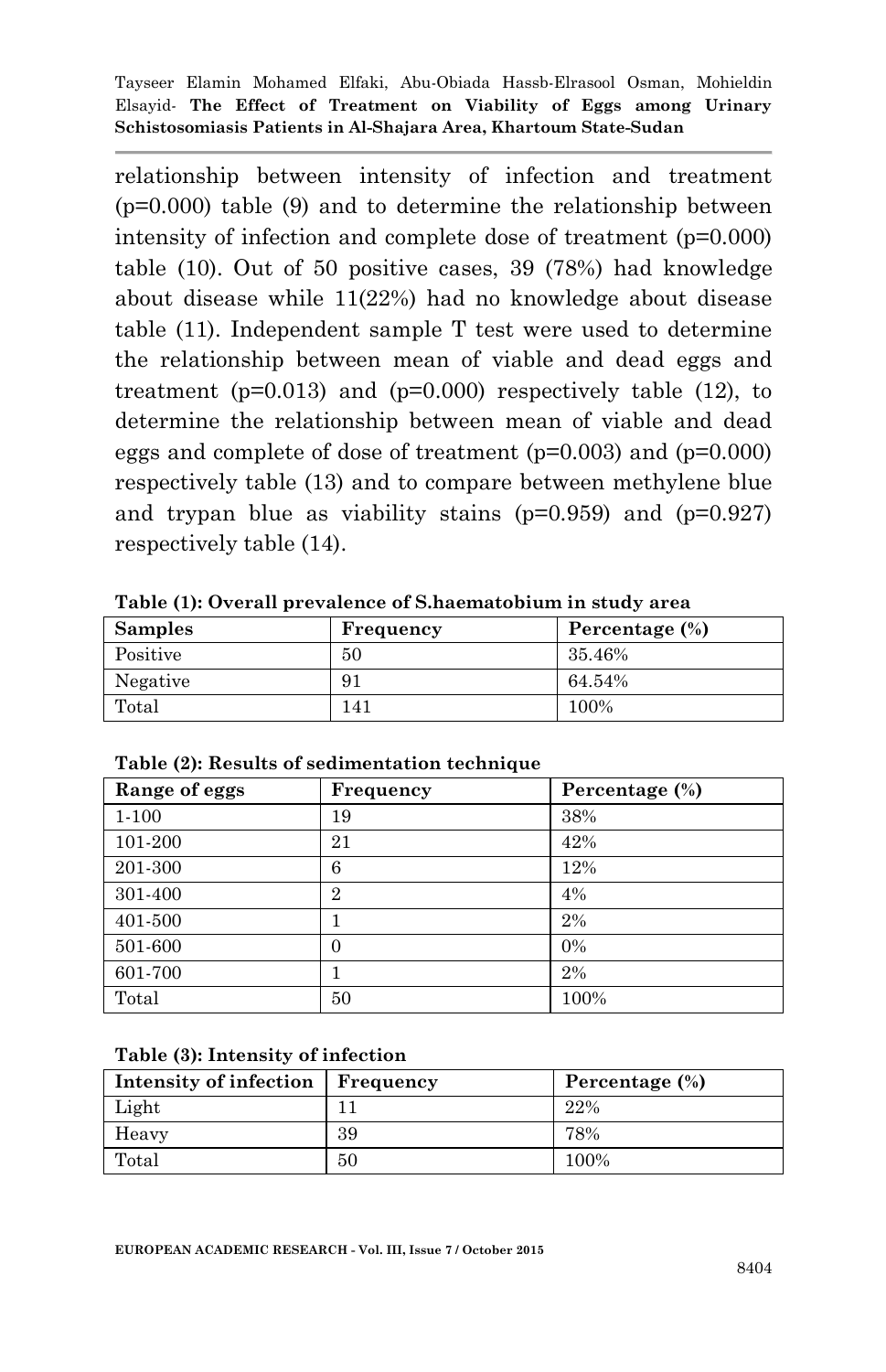relationship between intensity of infection and treatment (p=0.000) table (9) and to determine the relationship between intensity of infection and complete dose of treatment (p=0.000) table (10). Out of 50 positive cases, 39 (78%) had knowledge about disease while 11(22%) had no knowledge about disease table (11). Independent sample T test were used to determine the relationship between mean of viable and dead eggs and treatment (p=0.013) and (p=0.000) respectively table (12), to determine the relationship between mean of viable and dead eggs and complete of dose of treatment (p=0.003) and (p=0.000) respectively table (13) and to compare between methylene blue and trypan blue as viability stains (p=0.959) and (p=0.927) respectively table (14).

**Table (1): Overall prevalence of S.haematobium in study area**

| Samples | Frequency | Percentage (%) |
|---|---|---|
| Positive | 50 | 35.46% |
| Negative | 91 | 64.54% |
| Total | 141 | 100% |

**Table (2): Results of sedimentation technique**

| Range of eggs | Frequency | Percentage (%) |
|---|---|---|
| 1-100 | 19 | 38% |
| 101-200 | 21 | 42% |
| 201-300 | 6 | 12% |
| 301-400 | 2 | 4% |
| 401-500 | 1 | 2% |
| 501-600 | 0 | 0% |
| 601-700 | 1 | 2% |
| Total | 50 | 100% |

**Table (3): Intensity of infection**

| Intensity of infection | Frequency | Percentage (%) |
|---|---|---|
| Light | 11 | 22% |
| Heavy | 39 | 78% |
| Total | 50 | 100% |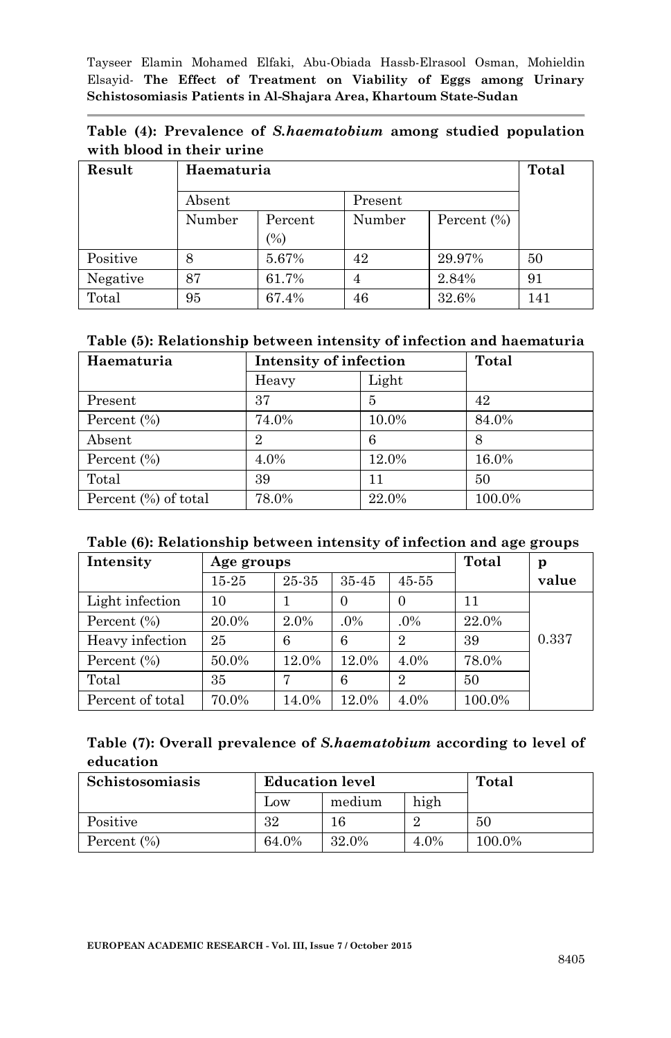**Table (4): Prevalence of *S.haematobium* among studied population with blood in their urine**

| Result | Haematuria | | | | Total |
|---|---|---|---|---|---|
| | Absent | | Present | | |
| | Number | Percent (%) | Number | Percent (%) | |
| Positive | 8 | 5.67% | 42 | 29.97% | 50 |
| Negative | 87 | 61.7% | 4 | 2.84% | 91 |
| Total | 95 | 67.4% | 46 | 32.6% | 141 |

**Table (5): Relationship between intensity of infection and haematuria**

| Haematuria | Intensity of infection | | Total |
|---|---|---|---|
| | Heavy | Light | |
| Present | 37 | 5 | 42 |
| Percent (%) | 74.0% | 10.0% | 84.0% |
| Absent | 2 | 6 | 8 |
| Percent (%) | 4.0% | 12.0% | 16.0% |
| Total | 39 | 11 | 50 |
| Percent (%) of total | 78.0% | 22.0% | 100.0% |

**Table (6): Relationship between intensity of infection and age groups**

| Intensity | Age groups | | | | Total | p value |
|---|---|---|---|---|---|---|
| | 15-25 | 25-35 | 35-45 | 45-55 | | |
| Light infection | 10 | 1 | 0 | 0 | 11 | 0.337 |
| Percent (%) | 20.0% | 2.0% | .0% | .0% | 22.0% | |
| Heavy infection | 25 | 6 | 6 | 2 | 39 | |
| Percent (%) | 50.0% | 12.0% | 12.0% | 4.0% | 78.0% | |
| Total | 35 | 7 | 6 | 2 | 50 | |
| Percent of total | 70.0% | 14.0% | 12.0% | 4.0% | 100.0% | |

**Table (7): Overall prevalence of *S.haematobium* according to level of education**

| Schistosomiasis | Education level | | | Total |
|---|---|---|---|---|
| | Low | medium | high | |
| Positive | 32 | 16 | 2 | 50 |
| Percent (%) | 64.0% | 32.0% | 4.0% | 100.0% |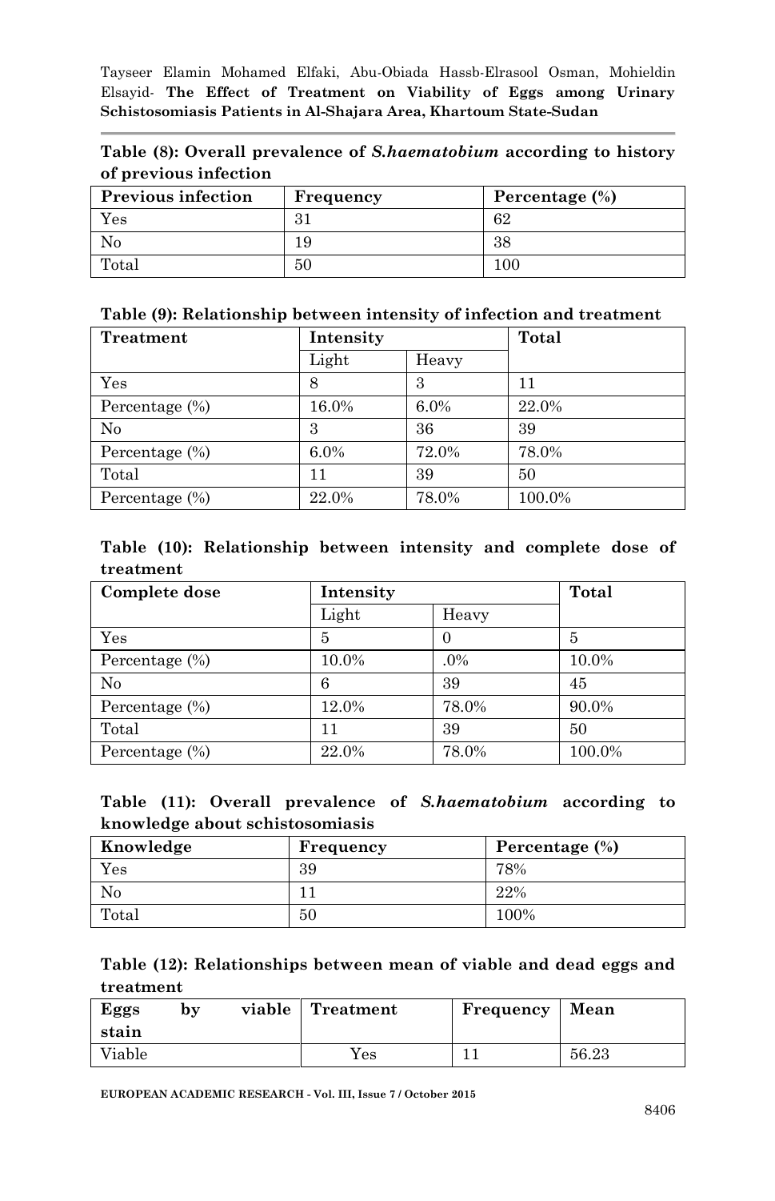**Table (8): Overall prevalence of *S.haematobium* according to history of previous infection**

| Previous infection | Frequency | Percentage (%) |
|---|---|---|
| Yes | 31 | 62 |
| No | 19 | 38 |
| Total | 50 | 100 |

**Table (9): Relationship between intensity of infection and treatment**

| Treatment | Intensity | | Total |
|---|---|---|---|
| | Light | Heavy | |
| Yes | 8 | 3 | 11 |
| Percentage (%) | 16.0% | 6.0% | 22.0% |
| No | 3 | 36 | 39 |
| Percentage (%) | 6.0% | 72.0% | 78.0% |
| Total | 11 | 39 | 50 |
| Percentage (%) | 22.0% | 78.0% | 100.0% |

**Table (10): Relationship between intensity and complete dose of treatment**

| Complete dose | Intensity | | Total |
|---|---|---|---|
| | Light | Heavy | |
| Yes | 5 | 0 | 5 |
| Percentage (%) | 10.0% | .0% | 10.0% |
| No | 6 | 39 | 45 |
| Percentage (%) | 12.0% | 78.0% | 90.0% |
| Total | 11 | 39 | 50 |
| Percentage (%) | 22.0% | 78.0% | 100.0% |

**Table (11): Overall prevalence of *S.haematobium* according to knowledge about schistosomiasis**

| Knowledge | Frequency | Percentage (%) |
|---|---|---|
| Yes | 39 | 78% |
| No | 11 | 22% |
| Total | 50 | 100% |

**Table (12): Relationships between mean of viable and dead eggs and treatment**

| Eggs by viable stain | Treatment | Frequency | Mean |
|---|---|---|---|
| Viable | Yes | 11 | 56.23 |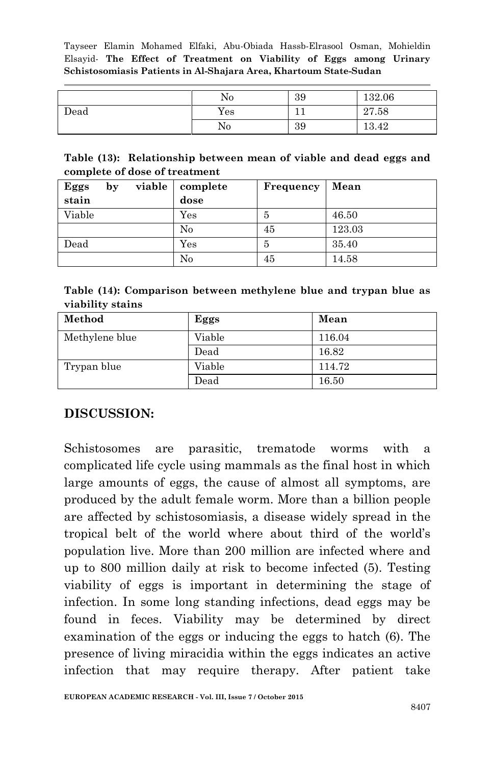|  | No | 39 | 132.06 |
|---|---|---|---|
| Dead | Yes | 11 | 27.58 |
|  | No | 39 | 13.42 |

**Table (13): Relationship between mean of viable and dead eggs and complete of dose of treatment**

| Eggs by viable stain | complete dose | Frequency | Mean |
|---|---|---|---|
| Viable | Yes | 5 | 46.50 |
|  | No | 45 | 123.03 |
| Dead | Yes | 5 | 35.40 |
|  | No | 45 | 14.58 |

**Table (14): Comparison between methylene blue and trypan blue as viability stains**

| Method | Eggs | Mean |
|---|---|---|
| Methylene blue | Viable | 116.04 |
|  | Dead | 16.82 |
| Trypan blue | Viable | 114.72 |
|  | Dead | 16.50 |

## DISCUSSION:

Schistosomes are parasitic, trematode worms with a complicated life cycle using mammals as the final host in which large amounts of eggs, the cause of almost all symptoms, are produced by the adult female worm. More than a billion people are affected by schistosomiasis, a disease widely spread in the tropical belt of the world where about third of the world's population live. More than 200 million are infected where and up to 800 million daily at risk to become infected (5). Testing viability of eggs is important in determining the stage of infection. In some long standing infections, dead eggs may be found in feces. Viability may be determined by direct examination of the eggs or inducing the eggs to hatch (6). The presence of living miracidia within the eggs indicates an active infection that may require therapy. After patient take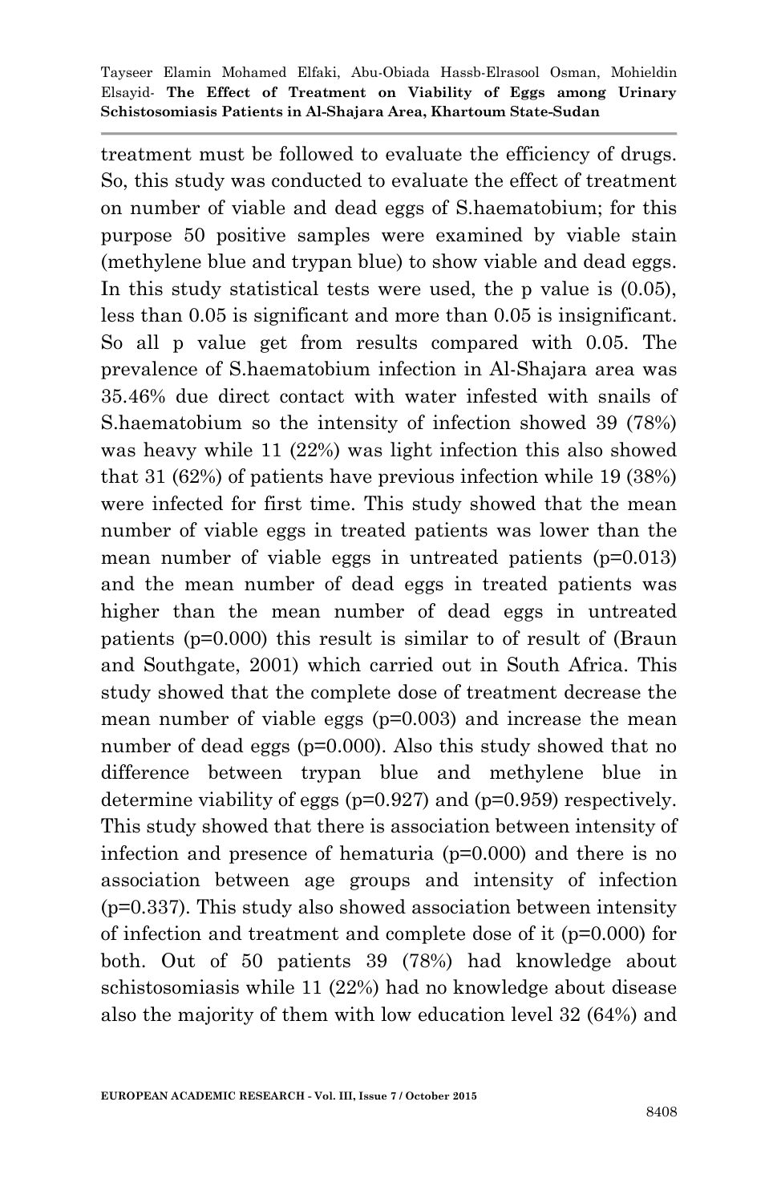treatment must be followed to evaluate the efficiency of drugs. So, this study was conducted to evaluate the effect of treatment on number of viable and dead eggs of S.haematobium; for this purpose 50 positive samples were examined by viable stain (methylene blue and trypan blue) to show viable and dead eggs. In this study statistical tests were used, the p value is (0.05), less than 0.05 is significant and more than 0.05 is insignificant. So all p value get from results compared with 0.05. The prevalence of S.haematobium infection in Al-Shajara area was 35.46% due direct contact with water infested with snails of S.haematobium so the intensity of infection showed 39 (78%) was heavy while 11 (22%) was light infection this also showed that 31 (62%) of patients have previous infection while 19 (38%) were infected for first time. This study showed that the mean number of viable eggs in treated patients was lower than the mean number of viable eggs in untreated patients (p=0.013) and the mean number of dead eggs in treated patients was higher than the mean number of dead eggs in untreated patients (p=0.000) this result is similar to of result of (Braun and Southgate, 2001) which carried out in South Africa. This study showed that the complete dose of treatment decrease the mean number of viable eggs (p=0.003) and increase the mean number of dead eggs (p=0.000). Also this study showed that no difference between trypan blue and methylene blue in determine viability of eggs (p=0.927) and (p=0.959) respectively. This study showed that there is association between intensity of infection and presence of hematuria (p=0.000) and there is no association between age groups and intensity of infection (p=0.337). This study also showed association between intensity of infection and treatment and complete dose of it (p=0.000) for both. Out of 50 patients 39 (78%) had knowledge about schistosomiasis while 11 (22%) had no knowledge about disease also the majority of them with low education level 32 (64%) and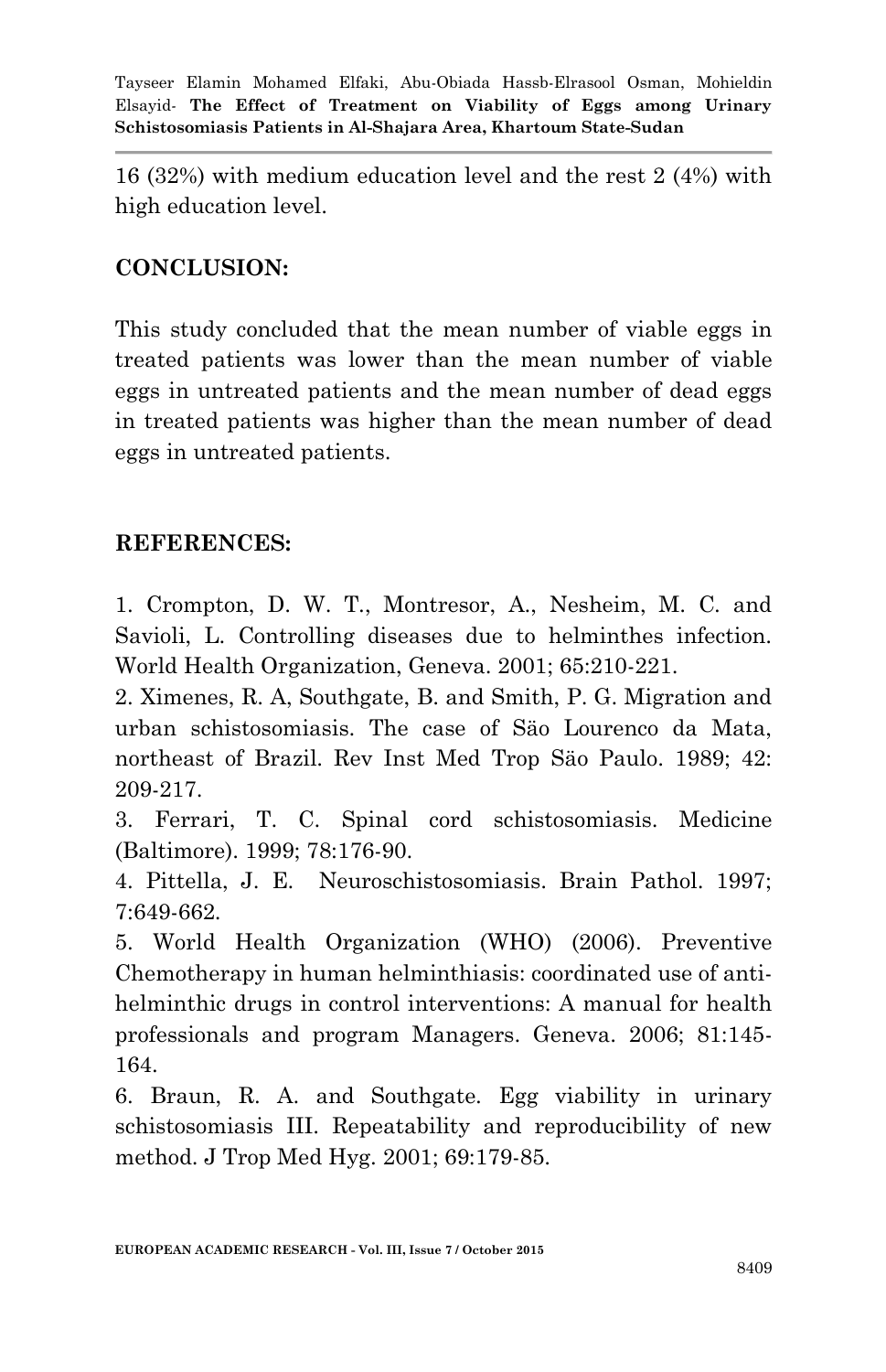16 (32%) with medium education level and the rest 2 (4%) with high education level.

## CONCLUSION:

This study concluded that the mean number of viable eggs in treated patients was lower than the mean number of viable eggs in untreated patients and the mean number of dead eggs in treated patients was higher than the mean number of dead eggs in untreated patients.

## REFERENCES:

1. Crompton, D. W. T., Montresor, A., Nesheim, M. C. and Savioli, L. Controlling diseases due to helminthes infection. World Health Organization, Geneva. 2001; 65:210-221.
2. Ximenes, R. A, Southgate, B. and Smith, P. G. Migration and urban schistosomiasis. The case of Säo Lourenco da Mata, northeast of Brazil. Rev Inst Med Trop Säo Paulo. 1989; 42: 209-217.
3. Ferrari, T. C. Spinal cord schistosomiasis. Medicine (Baltimore). 1999; 78:176-90.
4. Pittella, J. E. Neuroschistosomiasis. Brain Pathol. 1997; 7:649-662.
5. World Health Organization (WHO) (2006). Preventive Chemotherapy in human helminthiasis: coordinated use of anti-helminthic drugs in control interventions: A manual for health professionals and program Managers. Geneva. 2006; 81:145-164.
6. Braun, R. A. and Southgate. Egg viability in urinary schistosomiasis III. Repeatability and reproducibility of new method. J Trop Med Hyg. 2001; 69:179-85.